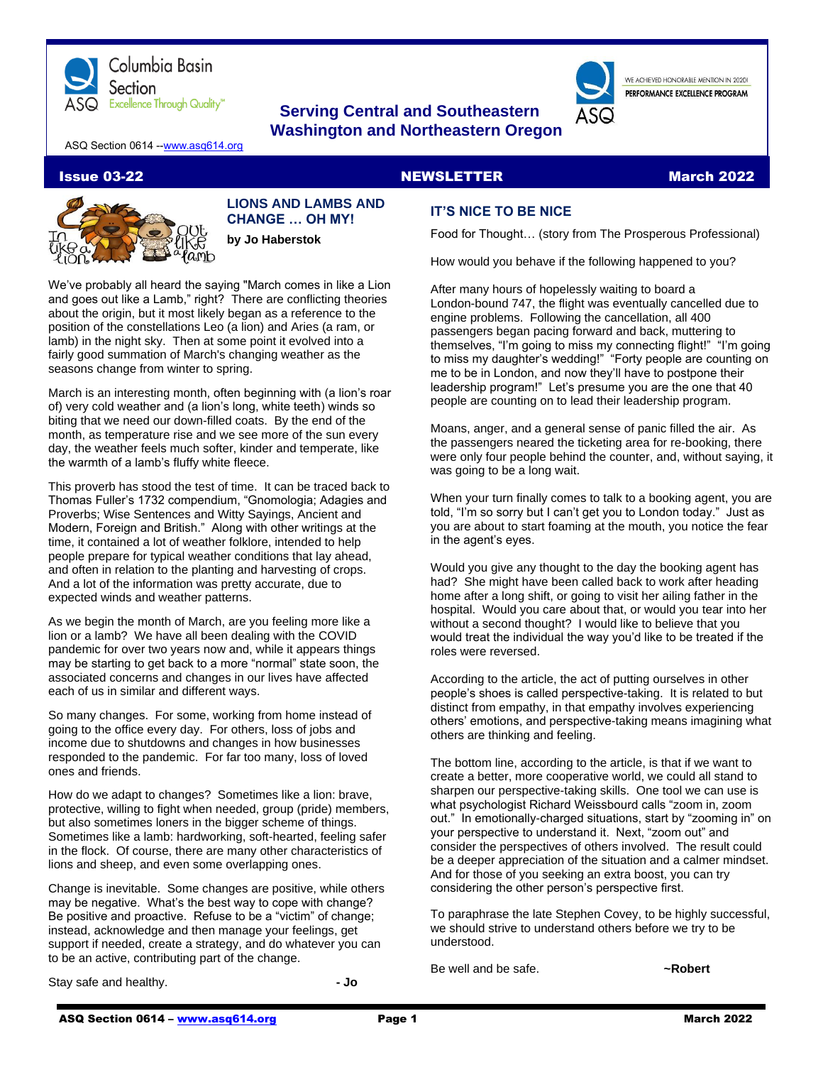Columbia Basin Section
ASQ Excellence Through Quality™

**Serving Central and Southeastern Washington and Northeastern Oregon**

WE ACHIEVED HONORABLE MENTION IN 2020!
PERFORMANCE EXCELLENCE PROGRAM

ASQ Section 0614 --www.asq614.org

**Issue 03-22 | NEWSLETTER | March 2022**

## LIONS AND LAMBS AND CHANGE … OH MY!

**by Jo Haberstok**

We've probably all heard the saying "March comes in like a Lion and goes out like a Lamb," right? There are conflicting theories about the origin, but it most likely began as a reference to the position of the constellations Leo (a lion) and Aries (a ram, or lamb) in the night sky. Then at some point it evolved into a fairly good summation of March's changing weather as the seasons change from winter to spring.

March is an interesting month, often beginning with (a lion's roar of) very cold weather and (a lion's long, white teeth) winds so biting that we need our down-filled coats. By the end of the month, as temperature rise and we see more of the sun every day, the weather feels much softer, kinder and temperate, like the warmth of a lamb's fluffy white fleece.

This proverb has stood the test of time. It can be traced back to Thomas Fuller's 1732 compendium, "Gnomologia; Adagies and Proverbs; Wise Sentences and Witty Sayings, Ancient and Modern, Foreign and British." Along with other writings at the time, it contained a lot of weather folklore, intended to help people prepare for typical weather conditions that lay ahead, and often in relation to the planting and harvesting of crops. And a lot of the information was pretty accurate, due to expected winds and weather patterns.

As we begin the month of March, are you feeling more like a lion or a lamb? We have all been dealing with the COVID pandemic for over two years now and, while it appears things may be starting to get back to a more "normal" state soon, the associated concerns and changes in our lives have affected each of us in similar and different ways.

So many changes. For some, working from home instead of going to the office every day. For others, loss of jobs and income due to shutdowns and changes in how businesses responded to the pandemic. For far too many, loss of loved ones and friends.

How do we adapt to changes? Sometimes like a lion: brave, protective, willing to fight when needed, group (pride) members, but also sometimes loners in the bigger scheme of things. Sometimes like a lamb: hardworking, soft-hearted, feeling safer in the flock. Of course, there are many other characteristics of lions and sheep, and even some overlapping ones.

Change is inevitable. Some changes are positive, while others may be negative. What's the best way to cope with change? Be positive and proactive. Refuse to be a "victim" of change; instead, acknowledge and then manage your feelings, get support if needed, create a strategy, and do whatever you can to be an active, contributing part of the change.

Stay safe and healthy. **- Jo**

## IT'S NICE TO BE NICE

Food for Thought… (story from The Prosperous Professional)

How would you behave if the following happened to you?

After many hours of hopelessly waiting to board a London-bound 747, the flight was eventually cancelled due to engine problems. Following the cancellation, all 400 passengers began pacing forward and back, muttering to themselves, "I'm going to miss my connecting flight!" "I'm going to miss my daughter's wedding!" "Forty people are counting on me to be in London, and now they'll have to postpone their leadership program!" Let's presume you are the one that 40 people are counting on to lead their leadership program.

Moans, anger, and a general sense of panic filled the air. As the passengers neared the ticketing area for re-booking, there were only four people behind the counter, and, without saying, it was going to be a long wait.

When your turn finally comes to talk to a booking agent, you are told, "I'm so sorry but I can't get you to London today." Just as you are about to start foaming at the mouth, you notice the fear in the agent's eyes.

Would you give any thought to the day the booking agent has had? She might have been called back to work after heading home after a long shift, or going to visit her ailing father in the hospital. Would you care about that, or would you tear into her without a second thought? I would like to believe that you would treat the individual the way you'd like to be treated if the roles were reversed.

According to the article, the act of putting ourselves in other people's shoes is called perspective-taking. It is related to but distinct from empathy, in that empathy involves experiencing others' emotions, and perspective-taking means imagining what others are thinking and feeling.

The bottom line, according to the article, is that if we want to create a better, more cooperative world, we could all stand to sharpen our perspective-taking skills. One tool we can use is what psychologist Richard Weissbourd calls "zoom in, zoom out." In emotionally-charged situations, start by "zooming in" on your perspective to understand it. Next, "zoom out" and consider the perspectives of others involved. The result could be a deeper appreciation of the situation and a calmer mindset. And for those of you seeking an extra boost, you can try considering the other person's perspective first.

To paraphrase the late Stephen Covey, to be highly successful, we should strive to understand others before we try to be understood.

Be well and be safe. **~Robert**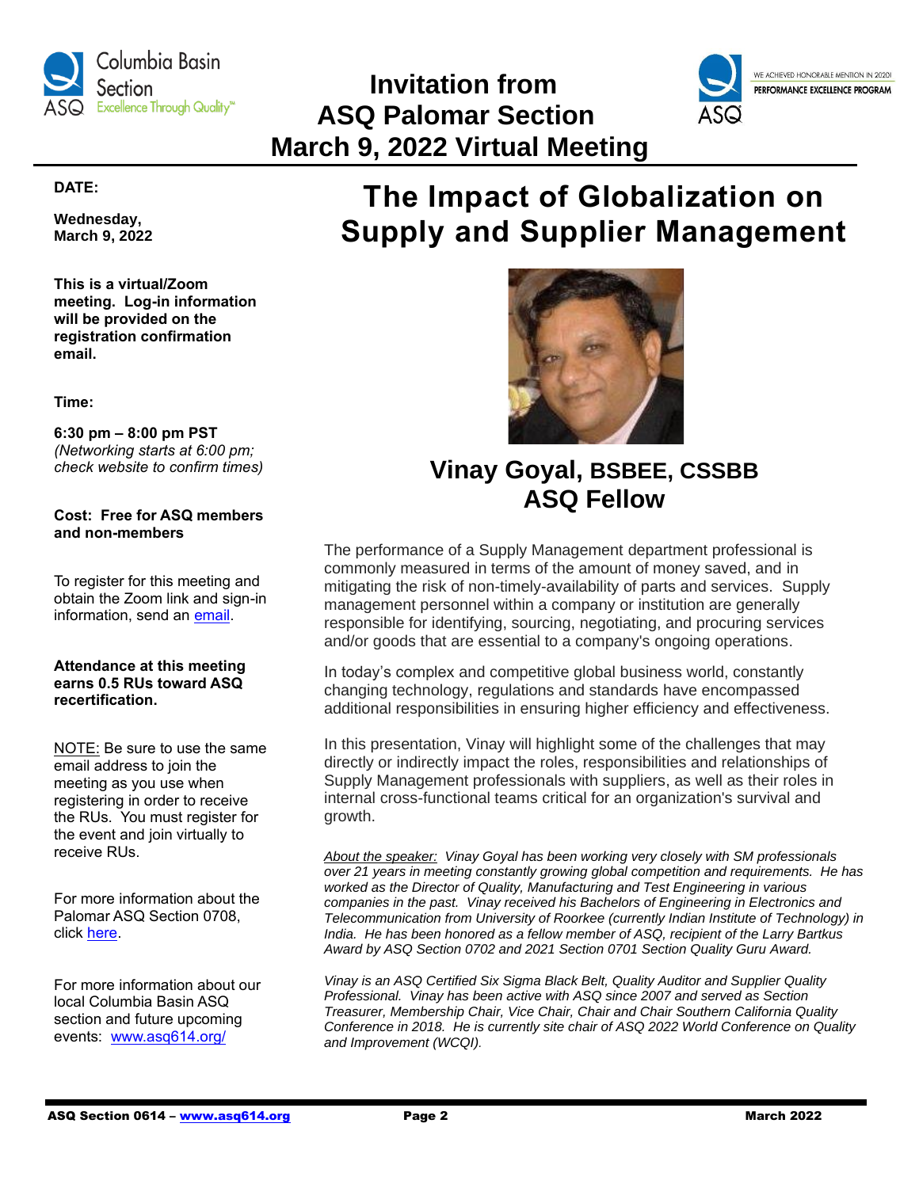# Invitation from ASQ Palomar Section March 9, 2022 Virtual Meeting

WE ACHIEVED HONORABLE MENTION IN 2020! PERFORMANCE EXCELLENCE PROGRAM

**DATE:**

**Wednesday, March 9, 2022**

**This is a virtual/Zoom meeting. Log-in information will be provided on the registration confirmation email.**

**Time:**

**6:30 pm – 8:00 pm PST**
*(Networking starts at 6:00 pm; check website to confirm times)*

**Cost: Free for ASQ members and non-members**

To register for this meeting and obtain the Zoom link and sign-in information, send an email.

**Attendance at this meeting earns 0.5 RUs toward ASQ recertification.**

NOTE: Be sure to use the same email address to join the meeting as you use when registering in order to receive the RUs. You must register for the event and join virtually to receive RUs.

For more information about the Palomar ASQ Section 0708, click here.

For more information about our local Columbia Basin ASQ section and future upcoming events: www.asq614.org/

## The Impact of Globalization on Supply and Supplier Management

### Vinay Goyal, BSBEE, CSSBB ASQ Fellow

The performance of a Supply Management department professional is commonly measured in terms of the amount of money saved, and in mitigating the risk of non-timely-availability of parts and services. Supply management personnel within a company or institution are generally responsible for identifying, sourcing, negotiating, and procuring services and/or goods that are essential to a company's ongoing operations.

In today's complex and competitive global business world, constantly changing technology, regulations and standards have encompassed additional responsibilities in ensuring higher efficiency and effectiveness.

In this presentation, Vinay will highlight some of the challenges that may directly or indirectly impact the roles, responsibilities and relationships of Supply Management professionals with suppliers, as well as their roles in internal cross-functional teams critical for an organization's survival and growth.

*About the speaker: Vinay Goyal has been working very closely with SM professionals over 21 years in meeting constantly growing global competition and requirements. He has worked as the Director of Quality, Manufacturing and Test Engineering in various companies in the past. Vinay received his Bachelors of Engineering in Electronics and Telecommunication from University of Roorkee (currently Indian Institute of Technology) in India. He has been honored as a fellow member of ASQ, recipient of the Larry Bartkus Award by ASQ Section 0702 and 2021 Section 0701 Section Quality Guru Award.*

*Vinay is an ASQ Certified Six Sigma Black Belt, Quality Auditor and Supplier Quality Professional. Vinay has been active with ASQ since 2007 and served as Section Treasurer, Membership Chair, Vice Chair, Chair and Chair Southern California Quality Conference in 2018. He is currently site chair of ASQ 2022 World Conference on Quality and Improvement (WCQI).*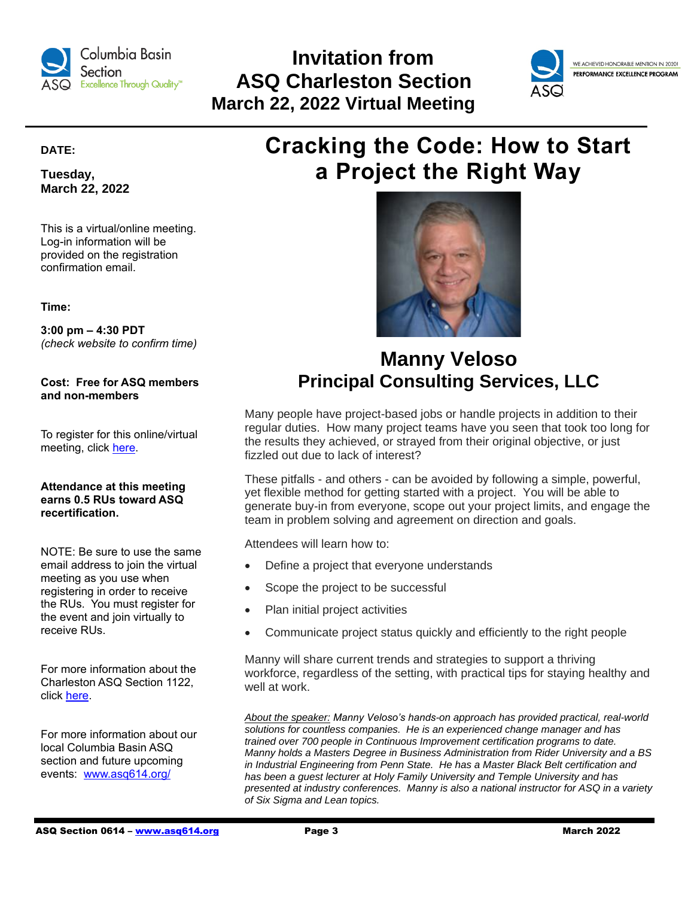# Invitation from ASQ Charleston Section

## March 22, 2022 Virtual Meeting

**DATE:**

**Tuesday, March 22, 2022**

This is a virtual/online meeting. Log-in information will be provided on the registration confirmation email.

**Time:**

**3:00 pm – 4:30 PDT**
*(check website to confirm time)*

**Cost: Free for ASQ members and non-members**

To register for this online/virtual meeting, click here.

**Attendance at this meeting earns 0.5 RUs toward ASQ recertification.**

NOTE: Be sure to use the same email address to join the virtual meeting as you use when registering in order to receive the RUs. You must register for the event and join virtually to receive RUs.

For more information about the Charleston ASQ Section 1122, click here.

For more information about our local Columbia Basin ASQ section and future upcoming events: www.asq614.org/

# Cracking the Code: How to Start a Project the Right Way

## Manny Veloso
## Principal Consulting Services, LLC

Many people have project-based jobs or handle projects in addition to their regular duties. How many project teams have you seen that took too long for the results they achieved, or strayed from their original objective, or just fizzled out due to lack of interest?

These pitfalls - and others - can be avoided by following a simple, powerful, yet flexible method for getting started with a project. You will be able to generate buy-in from everyone, scope out your project limits, and engage the team in problem solving and agreement on direction and goals.

Attendees will learn how to:

- Define a project that everyone understands
- Scope the project to be successful
- Plan initial project activities
- Communicate project status quickly and efficiently to the right people

Manny will share current trends and strategies to support a thriving workforce, regardless of the setting, with practical tips for staying healthy and well at work.

*About the speaker: Manny Veloso's hands-on approach has provided practical, real-world solutions for countless companies. He is an experienced change manager and has trained over 700 people in Continuous Improvement certification programs to date. Manny holds a Masters Degree in Business Administration from Rider University and a BS in Industrial Engineering from Penn State. He has a Master Black Belt certification and has been a guest lecturer at Holy Family University and Temple University and has presented at industry conferences. Manny is also a national instructor for ASQ in a variety of Six Sigma and Lean topics.*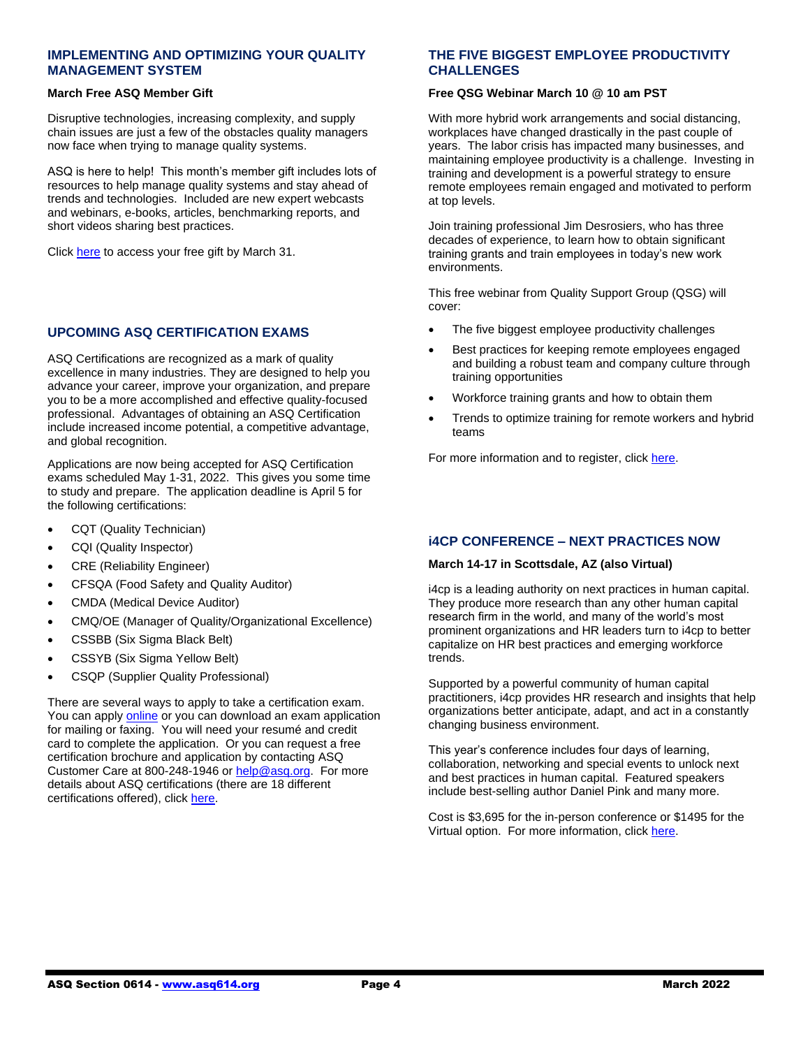## IMPLEMENTING AND OPTIMIZING YOUR QUALITY MANAGEMENT SYSTEM

**March Free ASQ Member Gift**

Disruptive technologies, increasing complexity, and supply chain issues are just a few of the obstacles quality managers now face when trying to manage quality systems.

ASQ is here to help! This month's member gift includes lots of resources to help manage quality systems and stay ahead of trends and technologies. Included are new expert webcasts and webinars, e-books, articles, benchmarking reports, and short videos sharing best practices.

Click here to access your free gift by March 31.

## UPCOMING ASQ CERTIFICATION EXAMS

ASQ Certifications are recognized as a mark of quality excellence in many industries. They are designed to help you advance your career, improve your organization, and prepare you to be a more accomplished and effective quality-focused professional. Advantages of obtaining an ASQ Certification include increased income potential, a competitive advantage, and global recognition.

Applications are now being accepted for ASQ Certification exams scheduled May 1-31, 2022. This gives you some time to study and prepare. The application deadline is April 5 for the following certifications:

- CQT (Quality Technician)
- CQI (Quality Inspector)
- CRE (Reliability Engineer)
- CFSQA (Food Safety and Quality Auditor)
- CMDA (Medical Device Auditor)
- CMQ/OE (Manager of Quality/Organizational Excellence)
- CSSBB (Six Sigma Black Belt)
- CSSYB (Six Sigma Yellow Belt)
- CSQP (Supplier Quality Professional)

There are several ways to apply to take a certification exam. You can apply online or you can download an exam application for mailing or faxing. You will need your resumé and credit card to complete the application. Or you can request a free certification brochure and application by contacting ASQ Customer Care at 800-248-1946 or help@asq.org. For more details about ASQ certifications (there are 18 different certifications offered), click here.

## THE FIVE BIGGEST EMPLOYEE PRODUCTIVITY CHALLENGES

**Free QSG Webinar March 10 @ 10 am PST**

With more hybrid work arrangements and social distancing, workplaces have changed drastically in the past couple of years. The labor crisis has impacted many businesses, and maintaining employee productivity is a challenge. Investing in training and development is a powerful strategy to ensure remote employees remain engaged and motivated to perform at top levels.

Join training professional Jim Desrosiers, who has three decades of experience, to learn how to obtain significant training grants and train employees in today's new work environments.

This free webinar from Quality Support Group (QSG) will cover:

- The five biggest employee productivity challenges
- Best practices for keeping remote employees engaged and building a robust team and company culture through training opportunities
- Workforce training grants and how to obtain them
- Trends to optimize training for remote workers and hybrid teams

For more information and to register, click here.

## i4CP CONFERENCE – NEXT PRACTICES NOW

**March 14-17 in Scottsdale, AZ (also Virtual)**

i4cp is a leading authority on next practices in human capital. They produce more research than any other human capital research firm in the world, and many of the world's most prominent organizations and HR leaders turn to i4cp to better capitalize on HR best practices and emerging workforce trends.

Supported by a powerful community of human capital practitioners, i4cp provides HR research and insights that help organizations better anticipate, adapt, and act in a constantly changing business environment.

This year's conference includes four days of learning, collaboration, networking and special events to unlock next and best practices in human capital. Featured speakers include best-selling author Daniel Pink and many more.

Cost is $3,695 for the in-person conference or $1495 for the Virtual option. For more information, click here.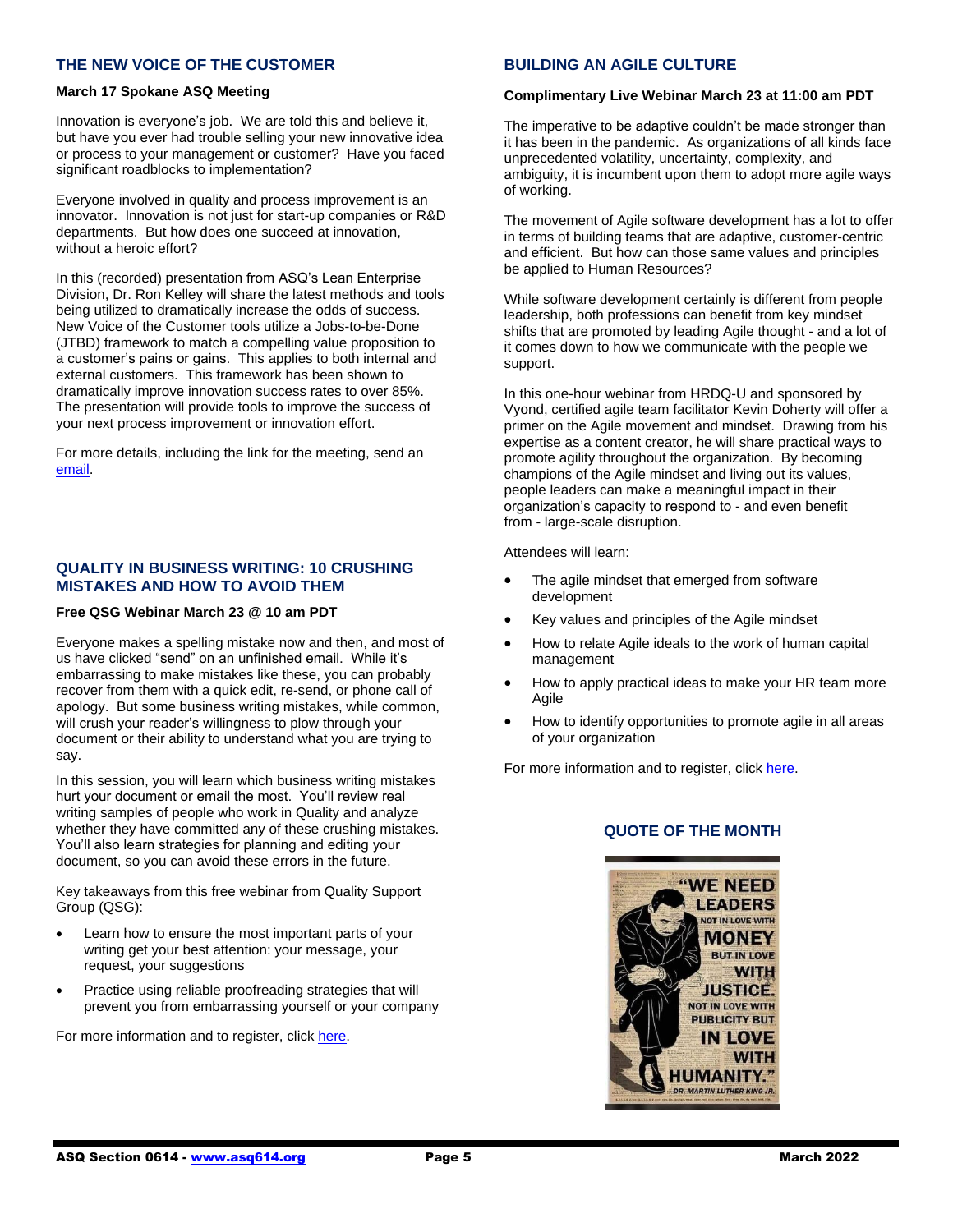## THE NEW VOICE OF THE CUSTOMER

**March 17 Spokane ASQ Meeting**

Innovation is everyone's job. We are told this and believe it, but have you ever had trouble selling your new innovative idea or process to your management or customer? Have you faced significant roadblocks to implementation?

Everyone involved in quality and process improvement is an innovator. Innovation is not just for start-up companies or R&D departments. But how does one succeed at innovation, without a heroic effort?

In this (recorded) presentation from ASQ's Lean Enterprise Division, Dr. Ron Kelley will share the latest methods and tools being utilized to dramatically increase the odds of success. New Voice of the Customer tools utilize a Jobs-to-be-Done (JTBD) framework to match a compelling value proposition to a customer's pains or gains. This applies to both internal and external customers. This framework has been shown to dramatically improve innovation success rates to over 85%. The presentation will provide tools to improve the success of your next process improvement or innovation effort.

For more details, including the link for the meeting, send an email.

## QUALITY IN BUSINESS WRITING: 10 CRUSHING MISTAKES AND HOW TO AVOID THEM

**Free QSG Webinar March 23 @ 10 am PDT**

Everyone makes a spelling mistake now and then, and most of us have clicked "send" on an unfinished email. While it's embarrassing to make mistakes like these, you can probably recover from them with a quick edit, re-send, or phone call of apology. But some business writing mistakes, while common, will crush your reader's willingness to plow through your document or their ability to understand what you are trying to say.

In this session, you will learn which business writing mistakes hurt your document or email the most. You'll review real writing samples of people who work in Quality and analyze whether they have committed any of these crushing mistakes. You'll also learn strategies for planning and editing your document, so you can avoid these errors in the future.

Key takeaways from this free webinar from Quality Support Group (QSG):

- Learn how to ensure the most important parts of your writing get your best attention: your message, your request, your suggestions
- Practice using reliable proofreading strategies that will prevent you from embarrassing yourself or your company

For more information and to register, click here.

## BUILDING AN AGILE CULTURE

**Complimentary Live Webinar March 23 at 11:00 am PDT**

The imperative to be adaptive couldn't be made stronger than it has been in the pandemic. As organizations of all kinds face unprecedented volatility, uncertainty, complexity, and ambiguity, it is incumbent upon them to adopt more agile ways of working.

The movement of Agile software development has a lot to offer in terms of building teams that are adaptive, customer-centric and efficient. But how can those same values and principles be applied to Human Resources?

While software development certainly is different from people leadership, both professions can benefit from key mindset shifts that are promoted by leading Agile thought - and a lot of it comes down to how we communicate with the people we support.

In this one-hour webinar from HRDQ-U and sponsored by Vyond, certified agile team facilitator Kevin Doherty will offer a primer on the Agile movement and mindset. Drawing from his expertise as a content creator, he will share practical ways to promote agility throughout the organization. By becoming champions of the Agile mindset and living out its values, people leaders can make a meaningful impact in their organization's capacity to respond to - and even benefit from - large-scale disruption.

Attendees will learn:

- The agile mindset that emerged from software development
- Key values and principles of the Agile mindset
- How to relate Agile ideals to the work of human capital management
- How to apply practical ideas to make your HR team more Agile
- How to identify opportunities to promote agile in all areas of your organization

For more information and to register, click here.

## QUOTE OF THE MONTH

"WE NEED LEADERS NOT IN LOVE WITH MONEY BUT IN LOVE WITH JUSTICE. NOT IN LOVE WITH PUBLICITY BUT IN LOVE WITH HUMANITY."

DR. MARTIN LUTHER KING JR.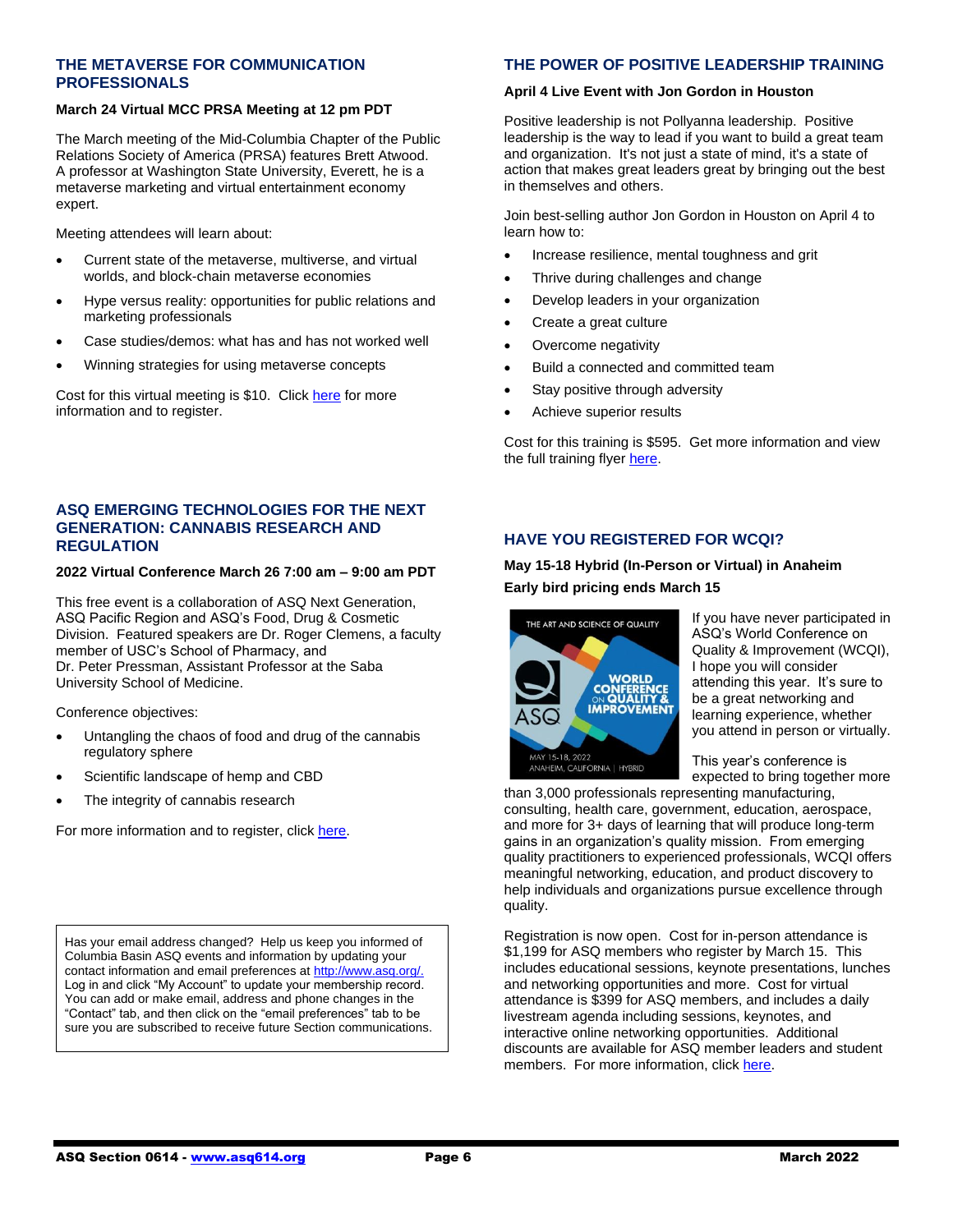## THE METAVERSE FOR COMMUNICATION PROFESSIONALS

**March 24 Virtual MCC PRSA Meeting at 12 pm PDT**

The March meeting of the Mid-Columbia Chapter of the Public Relations Society of America (PRSA) features Brett Atwood. A professor at Washington State University, Everett, he is a metaverse marketing and virtual entertainment economy expert.

Meeting attendees will learn about:

- Current state of the metaverse, multiverse, and virtual worlds, and block-chain metaverse economies
- Hype versus reality: opportunities for public relations and marketing professionals
- Case studies/demos: what has and has not worked well
- Winning strategies for using metaverse concepts

Cost for this virtual meeting is $10. Click here for more information and to register.

## ASQ EMERGING TECHNOLOGIES FOR THE NEXT GENERATION: CANNABIS RESEARCH AND REGULATION

**2022 Virtual Conference March 26 7:00 am – 9:00 am PDT**

This free event is a collaboration of ASQ Next Generation, ASQ Pacific Region and ASQ's Food, Drug & Cosmetic Division. Featured speakers are Dr. Roger Clemens, a faculty member of USC's School of Pharmacy, and Dr. Peter Pressman, Assistant Professor at the Saba University School of Medicine.

Conference objectives:

- Untangling the chaos of food and drug of the cannabis regulatory sphere
- Scientific landscape of hemp and CBD
- The integrity of cannabis research

For more information and to register, click here.

Has your email address changed? Help us keep you informed of Columbia Basin ASQ events and information by updating your contact information and email preferences at http://www.asq.org/. Log in and click "My Account" to update your membership record. You can add or make email, address and phone changes in the "Contact" tab, and then click on the "email preferences" tab to be sure you are subscribed to receive future Section communications.

## THE POWER OF POSITIVE LEADERSHIP TRAINING

**April 4 Live Event with Jon Gordon in Houston**

Positive leadership is not Pollyanna leadership. Positive leadership is the way to lead if you want to build a great team and organization. It's not just a state of mind, it's a state of action that makes great leaders great by bringing out the best in themselves and others.

Join best-selling author Jon Gordon in Houston on April 4 to learn how to:

- Increase resilience, mental toughness and grit
- Thrive during challenges and change
- Develop leaders in your organization
- Create a great culture
- Overcome negativity
- Build a connected and committed team
- Stay positive through adversity
- Achieve superior results

Cost for this training is $595. Get more information and view the full training flyer here.

## HAVE YOU REGISTERED FOR WCQI?

**May 15-18 Hybrid (In-Person or Virtual) in Anaheim**

**Early bird pricing ends March 15**

THE ART AND SCIENCE OF QUALITY
ASQ
WORLD CONFERENCE ON QUALITY & IMPROVEMENT
MAY 15-18, 2022
ANAHEIM, CALIFORNIA | HYBRID

If you have never participated in ASQ's World Conference on Quality & Improvement (WCQI), I hope you will consider attending this year. It's sure to be a great networking and learning experience, whether you attend in person or virtually.

This year's conference is expected to bring together more than 3,000 professionals representing manufacturing, consulting, health care, government, education, aerospace, and more for 3+ days of learning that will produce long-term gains in an organization's quality mission. From emerging quality practitioners to experienced professionals, WCQI offers meaningful networking, education, and product discovery to help individuals and organizations pursue excellence through quality.

Registration is now open. Cost for in-person attendance is $1,199 for ASQ members who register by March 15. This includes educational sessions, keynote presentations, lunches and networking opportunities and more. Cost for virtual attendance is $399 for ASQ members, and includes a daily livestream agenda including sessions, keynotes, and interactive online networking opportunities. Additional discounts are available for ASQ member leaders and student members. For more information, click here.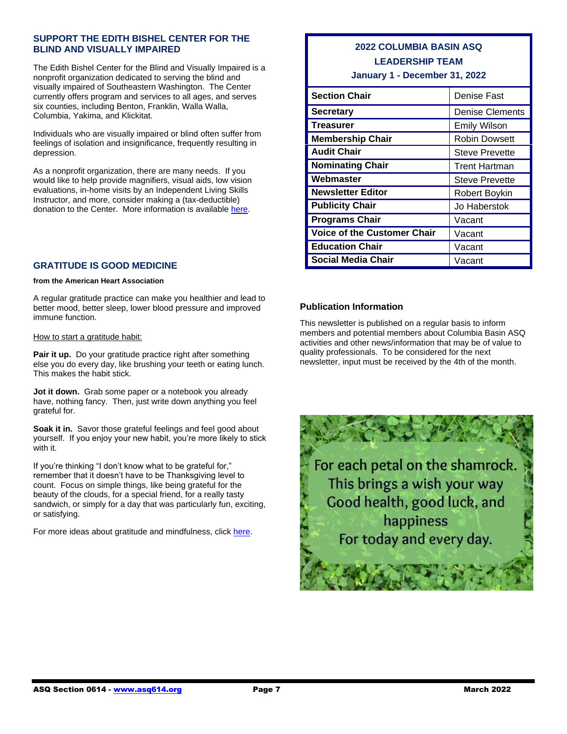## SUPPORT THE EDITH BISHEL CENTER FOR THE BLIND AND VISUALLY IMPAIRED

The Edith Bishel Center for the Blind and Visually Impaired is a nonprofit organization dedicated to serving the blind and visually impaired of Southeastern Washington. The Center currently offers program and services to all ages, and serves six counties, including Benton, Franklin, Walla Walla, Columbia, Yakima, and Klickitat.

Individuals who are visually impaired or blind often suffer from feelings of isolation and insignificance, frequently resulting in depression.

As a nonprofit organization, there are many needs. If you would like to help provide magnifiers, visual aids, low vision evaluations, in-home visits by an Independent Living Skills Instructor, and more, consider making a (tax-deductible) donation to the Center. More information is available here.

## GRATITUDE IS GOOD MEDICINE

**from the American Heart Association**

A regular gratitude practice can make you healthier and lead to better mood, better sleep, lower blood pressure and improved immune function.

How to start a gratitude habit:

**Pair it up.** Do your gratitude practice right after something else you do every day, like brushing your teeth or eating lunch. This makes the habit stick.

**Jot it down.** Grab some paper or a notebook you already have, nothing fancy. Then, just write down anything you feel grateful for.

**Soak it in.** Savor those grateful feelings and feel good about yourself. If you enjoy your new habit, you're more likely to stick with it.

If you're thinking "I don't know what to be grateful for," remember that it doesn't have to be Thanksgiving level to count. Focus on simple things, like being grateful for the beauty of the clouds, for a special friend, for a really tasty sandwich, or simply for a day that was particularly fun, exciting, or satisfying.

For more ideas about gratitude and mindfulness, click here.

## 2022 COLUMBIA BASIN ASQ LEADERSHIP TEAM

**January 1 - December 31, 2022**

| | |
|---|---|
| **Section Chair** | Denise Fast |
| **Secretary** | Denise Clements |
| **Treasurer** | Emily Wilson |
| **Membership Chair** | Robin Dowsett |
| **Audit Chair** | Steve Prevette |
| **Nominating Chair** | Trent Hartman |
| **Webmaster** | Steve Prevette |
| **Newsletter Editor** | Robert Boykin |
| **Publicity Chair** | Jo Haberstok |
| **Programs Chair** | Vacant |
| **Voice of the Customer Chair** | Vacant |
| **Education Chair** | Vacant |
| **Social Media Chair** | Vacant |

### Publication Information

This newsletter is published on a regular basis to inform members and potential members about Columbia Basin ASQ activities and other news/information that may be of value to quality professionals. To be considered for the next newsletter, input must be received by the 4th of the month.

For each petal on the shamrock.
This brings a wish your way
Good health, good luck, and happiness
For today and every day.